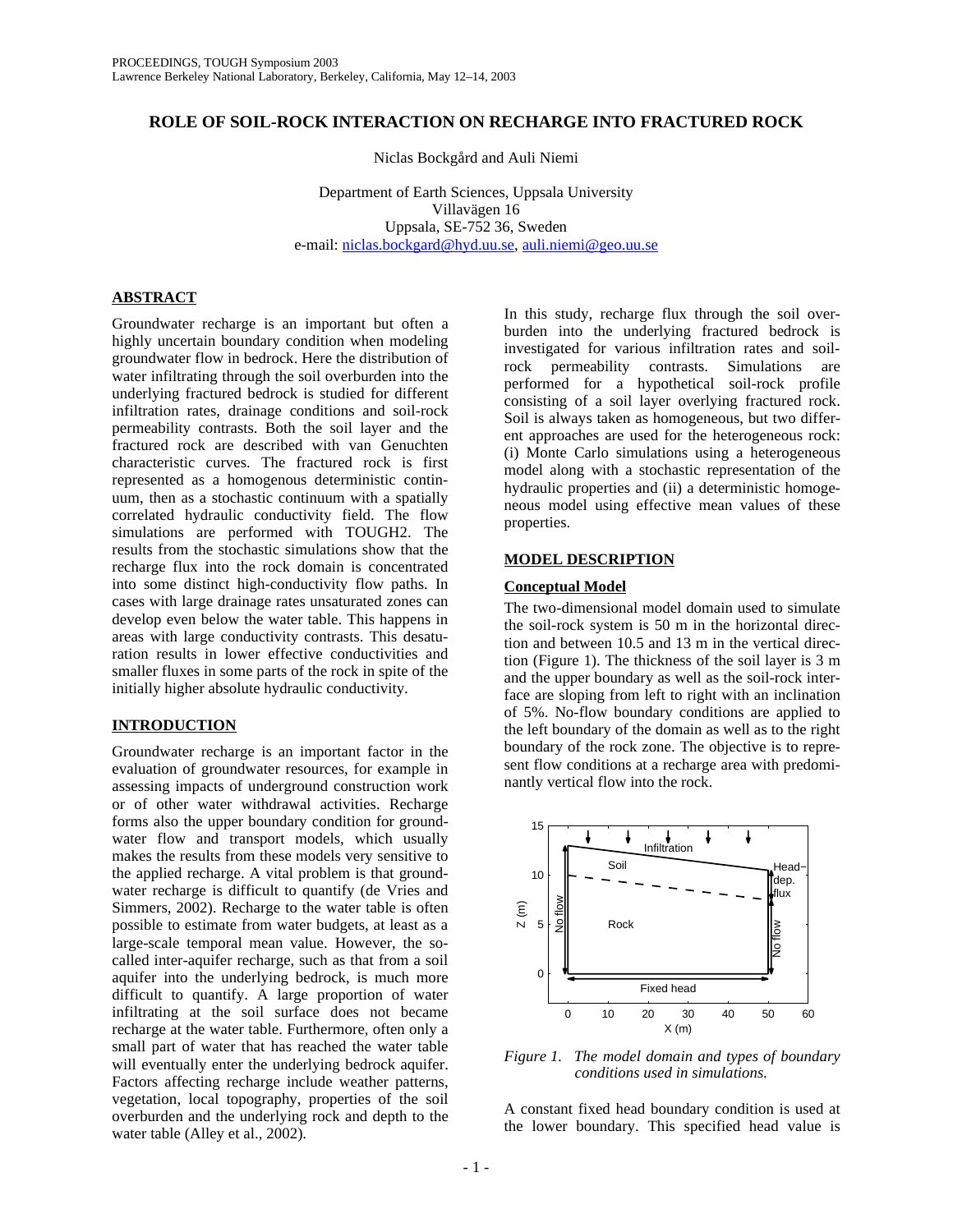# ROLE OF SOIL-ROCK INTERACTION ON RECHARGE INTO FRACTURED ROCK

Niclas Bockgård and Auli Niemi

Department of Earth Sciences, Uppsala University
Villavägen 16
Uppsala, SE-752 36, Sweden
e-mail: niclas.bockgard@hyd.uu.se, auli.niemi@geo.uu.se

## ABSTRACT

Groundwater recharge is an important but often a highly uncertain boundary condition when modeling groundwater flow in bedrock. Here the distribution of water infiltrating through the soil overburden into the underlying fractured bedrock is studied for different infiltration rates, drainage conditions and soil-rock permeability contrasts. Both the soil layer and the fractured rock are described with van Genuchten characteristic curves. The fractured rock is first represented as a homogenous deterministic continuum, then as a stochastic continuum with a spatially correlated hydraulic conductivity field. The flow simulations are performed with TOUGH2. The results from the stochastic simulations show that the recharge flux into the rock domain is concentrated into some distinct high-conductivity flow paths. In cases with large drainage rates unsaturated zones can develop even below the water table. This happens in areas with large conductivity contrasts. This desaturation results in lower effective conductivities and smaller fluxes in some parts of the rock in spite of the initially higher absolute hydraulic conductivity.

## INTRODUCTION

Groundwater recharge is an important factor in the evaluation of groundwater resources, for example in assessing impacts of underground construction work or of other water withdrawal activities. Recharge forms also the upper boundary condition for groundwater flow and transport models, which usually makes the results from these models very sensitive to the applied recharge. A vital problem is that groundwater recharge is difficult to quantify (de Vries and Simmers, 2002). Recharge to the water table is often possible to estimate from water budgets, at least as a large-scale temporal mean value. However, the so-called inter-aquifer recharge, such as that from a soil aquifer into the underlying bedrock, is much more difficult to quantify. A large proportion of water infiltrating at the soil surface does not became recharge at the water table. Furthermore, often only a small part of water that has reached the water table will eventually enter the underlying bedrock aquifer. Factors affecting recharge include weather patterns, vegetation, local topography, properties of the soil overburden and the underlying rock and depth to the water table (Alley et al., 2002).

In this study, recharge flux through the soil overburden into the underlying fractured bedrock is investigated for various infiltration rates and soil-rock permeability contrasts. Simulations are performed for a hypothetical soil-rock profile consisting of a soil layer overlying fractured rock. Soil is always taken as homogeneous, but two different approaches are used for the heterogeneous rock: (i) Monte Carlo simulations using a heterogeneous model along with a stochastic representation of the hydraulic properties and (ii) a deterministic homogeneous model using effective mean values of these properties.

## MODEL DESCRIPTION

### Conceptual Model

The two-dimensional model domain used to simulate the soil-rock system is 50 m in the horizontal direction and between 10.5 and 13 m in the vertical direction (Figure 1). The thickness of the soil layer is 3 m and the upper boundary as well as the soil-rock interface are sloping from left to right with an inclination of 5%. No-flow boundary conditions are applied to the left boundary of the domain as well as to the right boundary of the rock zone. The objective is to represent flow conditions at a recharge area with predominantly vertical flow into the rock.

*Figure 1. The model domain and types of boundary conditions used in simulations.*

A constant fixed head boundary condition is used at the lower boundary. This specified head value is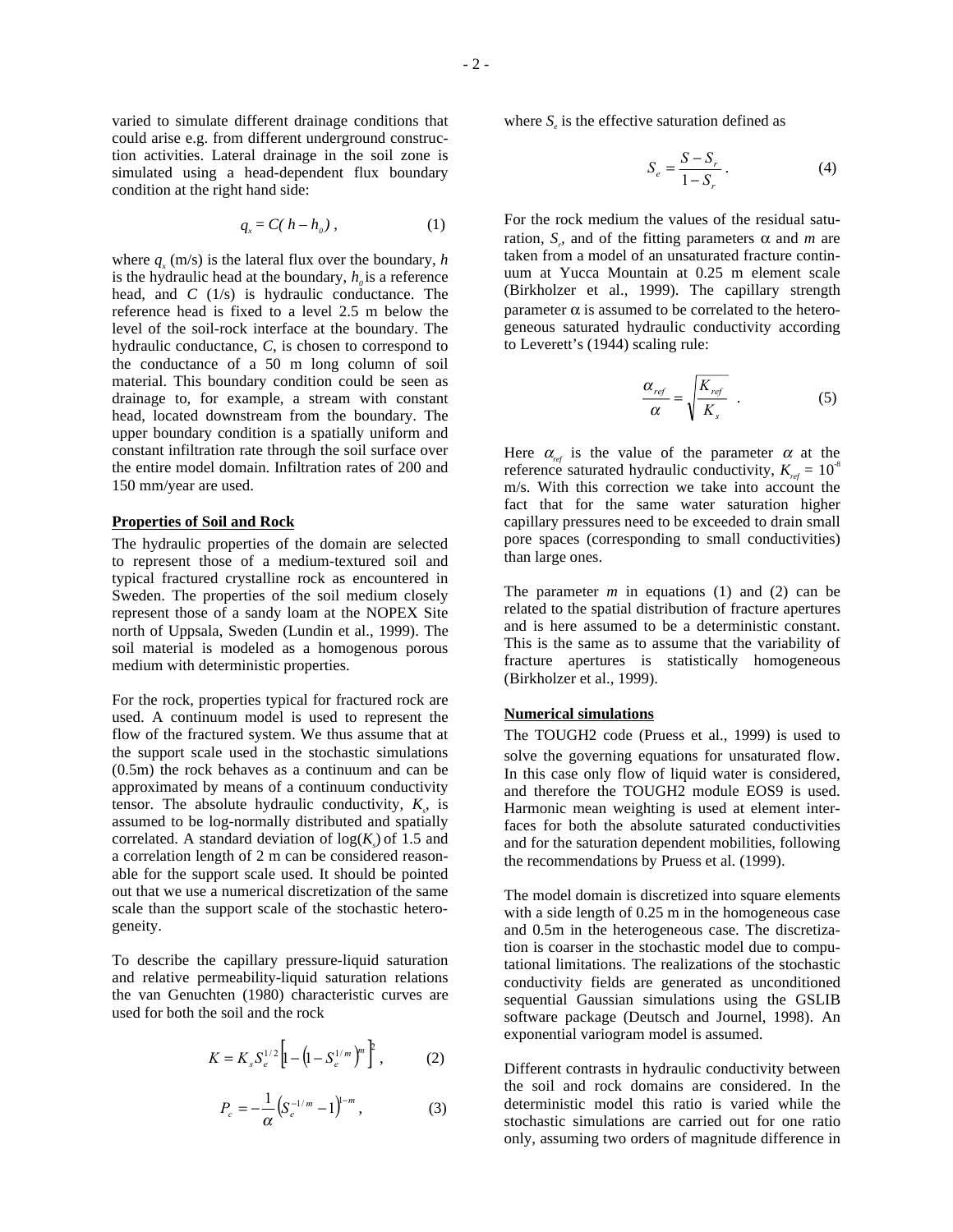varied to simulate different drainage conditions that could arise e.g. from different underground construction activities. Lateral drainage in the soil zone is simulated using a head-dependent flux boundary condition at the right hand side:

$$q_x = C( h - h_0) , \qquad (1)$$

where $q_x$ (m/s) is the lateral flux over the boundary, $h$ is the hydraulic head at the boundary, $h_0$ is a reference head, and $C$ (1/s) is hydraulic conductance. The reference head is fixed to a level 2.5 m below the level of the soil-rock interface at the boundary. The hydraulic conductance, $C$, is chosen to correspond to the conductance of a 50 m long column of soil material. This boundary condition could be seen as drainage to, for example, a stream with constant head, located downstream from the boundary. The upper boundary condition is a spatially uniform and constant infiltration rate through the soil surface over the entire model domain. Infiltration rates of 200 and 150 mm/year are used.

**Properties of Soil and Rock**

The hydraulic properties of the domain are selected to represent those of a medium-textured soil and typical fractured crystalline rock as encountered in Sweden. The properties of the soil medium closely represent those of a sandy loam at the NOPEX Site north of Uppsala, Sweden (Lundin et al., 1999). The soil material is modeled as a homogenous porous medium with deterministic properties.

For the rock, properties typical for fractured rock are used. A continuum model is used to represent the flow of the fractured system. We thus assume that at the support scale used in the stochastic simulations (0.5m) the rock behaves as a continuum and can be approximated by means of a continuum conductivity tensor. The absolute hydraulic conductivity, $K_s$, is assumed to be log-normally distributed and spatially correlated. A standard deviation of $\log(K_s)$ of 1.5 and a correlation length of 2 m can be considered reasonable for the support scale used. It should be pointed out that we use a numerical discretization of the same scale than the support scale of the stochastic heterogeneity.

To describe the capillary pressure-liquid saturation and relative permeability-liquid saturation relations the van Genuchten (1980) characteristic curves are used for both the soil and the rock

$$K = K_s S_e^{1/2} \left[ 1 - \left( 1 - S_e^{1/m} \right)^m \right]^2 , \qquad (2)$$

$$P_c = -\frac{1}{\alpha} \left( S_e^{-1/m} - 1 \right)^{1-m} , \qquad (3)$$

where $S_e$ is the effective saturation defined as

$$S_e = \frac{S - S_r}{1 - S_r} . \qquad (4)$$

For the rock medium the values of the residual saturation, $S_r$, and of the fitting parameters $\alpha$ and $m$ are taken from a model of an unsaturated fracture continuum at Yucca Mountain at 0.25 m element scale (Birkholzer et al., 1999). The capillary strength parameter $\alpha$ is assumed to be correlated to the heterogeneous saturated hydraulic conductivity according to Leverett's (1944) scaling rule:

$$\frac{\alpha_{ref}}{\alpha} = \sqrt{\frac{K_{ref}}{K_s}} \ . \qquad (5)$$

Here $\alpha_{ref}$ is the value of the parameter $\alpha$ at the reference saturated hydraulic conductivity, $K_{ref} = 10^{-8}$ m/s. With this correction we take into account the fact that for the same water saturation higher capillary pressures need to be exceeded to drain small pore spaces (corresponding to small conductivities) than large ones.

The parameter $m$ in equations (1) and (2) can be related to the spatial distribution of fracture apertures and is here assumed to be a deterministic constant. This is the same as to assume that the variability of fracture apertures is statistically homogeneous (Birkholzer et al., 1999).

**Numerical simulations**

The TOUGH2 code (Pruess et al., 1999) is used to solve the governing equations for unsaturated flow. In this case only flow of liquid water is considered, and therefore the TOUGH2 module EOS9 is used. Harmonic mean weighting is used at element interfaces for both the absolute saturated conductivities and for the saturation dependent mobilities, following the recommendations by Pruess et al. (1999).

The model domain is discretized into square elements with a side length of 0.25 m in the homogeneous case and 0.5m in the heterogeneous case. The discretization is coarser in the stochastic model due to computational limitations. The realizations of the stochastic conductivity fields are generated as unconditioned sequential Gaussian simulations using the GSLIB software package (Deutsch and Journel, 1998). An exponential variogram model is assumed.

Different contrasts in hydraulic conductivity between the soil and rock domains are considered. In the deterministic model this ratio is varied while the stochastic simulations are carried out for one ratio only, assuming two orders of magnitude difference in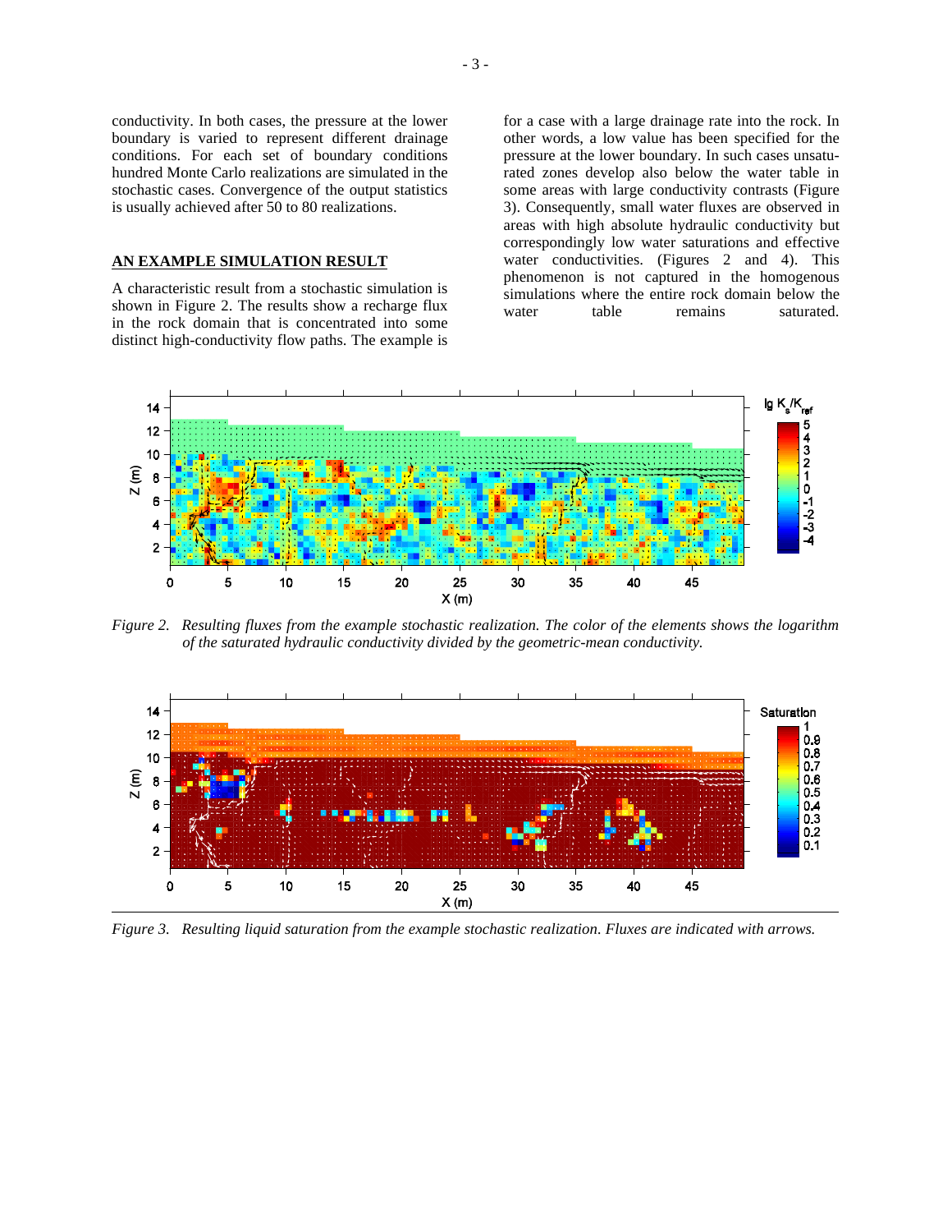conductivity. In both cases, the pressure at the lower boundary is varied to represent different drainage conditions. For each set of boundary conditions hundred Monte Carlo realizations are simulated in the stochastic cases. Convergence of the output statistics is usually achieved after 50 to 80 realizations.

## AN EXAMPLE SIMULATION RESULT

A characteristic result from a stochastic simulation is shown in Figure 2. The results show a recharge flux in the rock domain that is concentrated into some distinct high-conductivity flow paths. The example is for a case with a large drainage rate into the rock. In other words, a low value has been specified for the pressure at the lower boundary. In such cases unsaturated zones develop also below the water table in some areas with large conductivity contrasts (Figure 3). Consequently, small water fluxes are observed in areas with high absolute hydraulic conductivity but correspondingly low water saturations and effective water conductivities. (Figures 2 and 4). This phenomenon is not captured in the homogenous simulations where the entire rock domain below the water table remains saturated.

*Figure 2. Resulting fluxes from the example stochastic realization. The color of the elements shows the logarithm of the saturated hydraulic conductivity divided by the geometric-mean conductivity.*

*Figure 3. Resulting liquid saturation from the example stochastic realization. Fluxes are indicated with arrows.*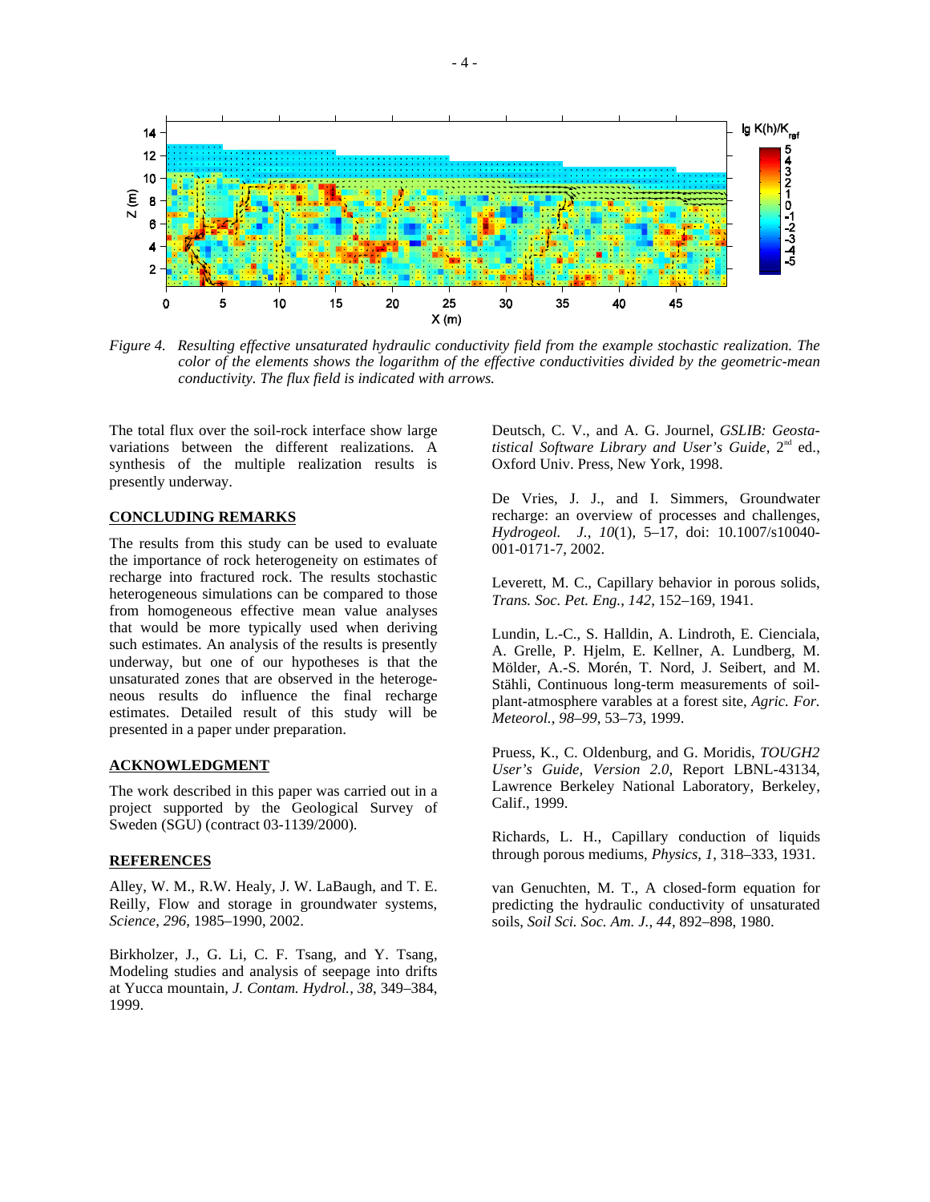lg K(h)/K$_{ref}$

5
4
3
2
1
0
-1
-2
-3
-4
-5

Z (m)

14
12
10
8
6
4
2

0 5 10 15 20 25 30 35 40 45

X (m)

*Figure 4. Resulting effective unsaturated hydraulic conductivity field from the example stochastic realization. The color of the elements shows the logarithm of the effective conductivities divided by the geometric-mean conductivity. The flux field is indicated with arrows.*

The total flux over the soil-rock interface show large variations between the different realizations. A synthesis of the multiple realization results is presently underway.

## CONCLUDING REMARKS

The results from this study can be used to evaluate the importance of rock heterogeneity on estimates of recharge into fractured rock. The results stochastic heterogeneous simulations can be compared to those from homogeneous effective mean value analyses that would be more typically used when deriving such estimates. An analysis of the results is presently underway, but one of our hypotheses is that the unsaturated zones that are observed in the heterogeneous results do influence the final recharge estimates. Detailed result of this study will be presented in a paper under preparation.

## ACKNOWLEDGMENT

The work described in this paper was carried out in a project supported by the Geological Survey of Sweden (SGU) (contract 03-1139/2000).

## REFERENCES

Alley, W. M., R.W. Healy, J. W. LaBaugh, and T. E. Reilly, Flow and storage in groundwater systems, *Science*, *296*, 1985–1990, 2002.

Birkholzer, J., G. Li, C. F. Tsang, and Y. Tsang, Modeling studies and analysis of seepage into drifts at Yucca mountain, *J. Contam. Hydrol.*, *38*, 349–384, 1999.

Deutsch, C. V., and A. G. Journel, *GSLIB: Geostatistical Software Library and User's Guide*, 2$^{nd}$ ed., Oxford Univ. Press, New York, 1998.

De Vries, J. J., and I. Simmers, Groundwater recharge: an overview of processes and challenges, *Hydrogeol. J.*, *10*(1), 5–17, doi: 10.1007/s10040-001-0171-7, 2002.

Leverett, M. C., Capillary behavior in porous solids, *Trans. Soc. Pet. Eng.*, *142*, 152–169, 1941.

Lundin, L.-C., S. Halldin, A. Lindroth, E. Cienciala, A. Grelle, P. Hjelm, E. Kellner, A. Lundberg, M. Mölder, A.-S. Morén, T. Nord, J. Seibert, and M. Stähli, Continuous long-term measurements of soil-plant-atmosphere varables at a forest site, *Agric. For. Meteorol.*, *98–99*, 53–73, 1999.

Pruess, K., C. Oldenburg, and G. Moridis, *TOUGH2 User's Guide, Version 2.0*, Report LBNL-43134, Lawrence Berkeley National Laboratory, Berkeley, Calif., 1999.

Richards, L. H., Capillary conduction of liquids through porous mediums, *Physics*, *1*, 318–333, 1931.

van Genuchten, M. T., A closed-form equation for predicting the hydraulic conductivity of unsaturated soils, *Soil Sci. Soc. Am. J.*, *44*, 892–898, 1980.